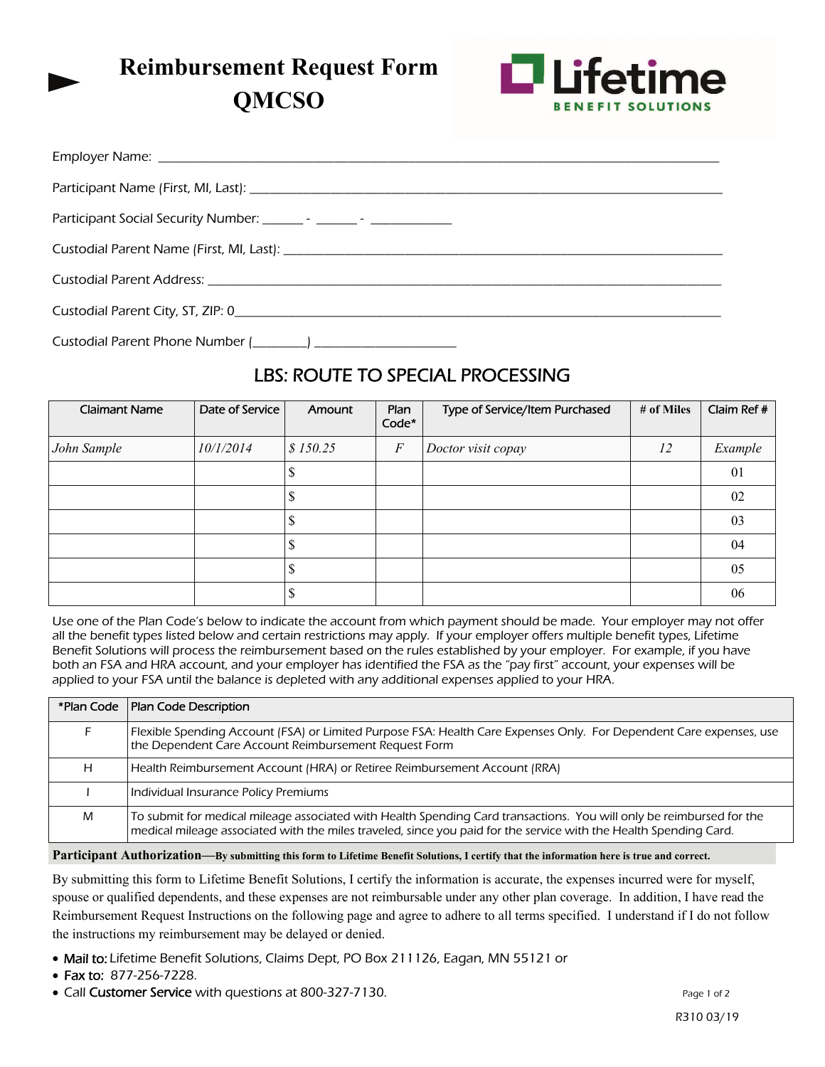# Reimbursement Request Form QMCSO

Lifetime BENEFIT SOLUTIONS

Employer Name: ___________________________________________________________________________

Participant Name (First, MI, Last): ______________________________________________________________

Participant Social Security Number: ______ - ______ - ___________

Custodial Parent Name (First, MI, Last): __________________________________________________________

Custodial Parent Address: ______________________________________________________________________

Custodial Parent City, ST, ZIP: 0________________________________________________________________

Custodial Parent Phone Number (________) ____________________

## LBS: ROUTE TO SPECIAL PROCESSING

| Claimant Name | Date of Service | Amount | Plan Code* | Type of Service/Item Purchased | # of Miles | Claim Ref # |
|---|---|---|---|---|---|---|
| *John Sample* | *10/1/2014* | *$ 150.25* | *F* | *Doctor visit copay* | *12* | *Example* |
| | | $ | | | | 01 |
| | | $ | | | | 02 |
| | | $ | | | | 03 |
| | | $ | | | | 04 |
| | | $ | | | | 05 |
| | | $ | | | | 06 |

Use one of the Plan Code's below to indicate the account from which payment should be made. Your employer may not offer all the benefit types listed below and certain restrictions may apply. If your employer offers multiple benefit types, Lifetime Benefit Solutions will process the reimbursement based on the rules established by your employer. For example, if you have both an FSA and HRA account, and your employer has identified the FSA as the "pay first" account, your expenses will be applied to your FSA until the balance is depleted with any additional expenses applied to your HRA.

| *Plan Code | Plan Code Description |
|---|---|
| F | Flexible Spending Account (FSA) or Limited Purpose FSA: Health Care Expenses Only. For Dependent Care expenses, use the Dependent Care Account Reimbursement Request Form |
| H | Health Reimbursement Account (HRA) or Retiree Reimbursement Account (RRA) |
| I | Individual Insurance Policy Premiums |
| M | To submit for medical mileage associated with Health Spending Card transactions. You will only be reimbursed for the medical mileage associated with the miles traveled, since you paid for the service with the Health Spending Card. |

**Participant Authorization—By submitting this form to Lifetime Benefit Solutions, I certify that the information here is true and correct.**

By submitting this form to Lifetime Benefit Solutions, I certify the information is accurate, the expenses incurred were for myself, spouse or qualified dependents, and these expenses are not reimbursable under any other plan coverage. In addition, I have read the Reimbursement Request Instructions on the following page and agree to adhere to all terms specified. I understand if I do not follow the instructions my reimbursement may be delayed or denied.

- Mail to: Lifetime Benefit Solutions, Claims Dept, PO Box 211126, Eagan, MN 55121 or
- Fax to: 877-256-7228.
- Call Customer Service with questions at 800-327-7130.

R310 03/19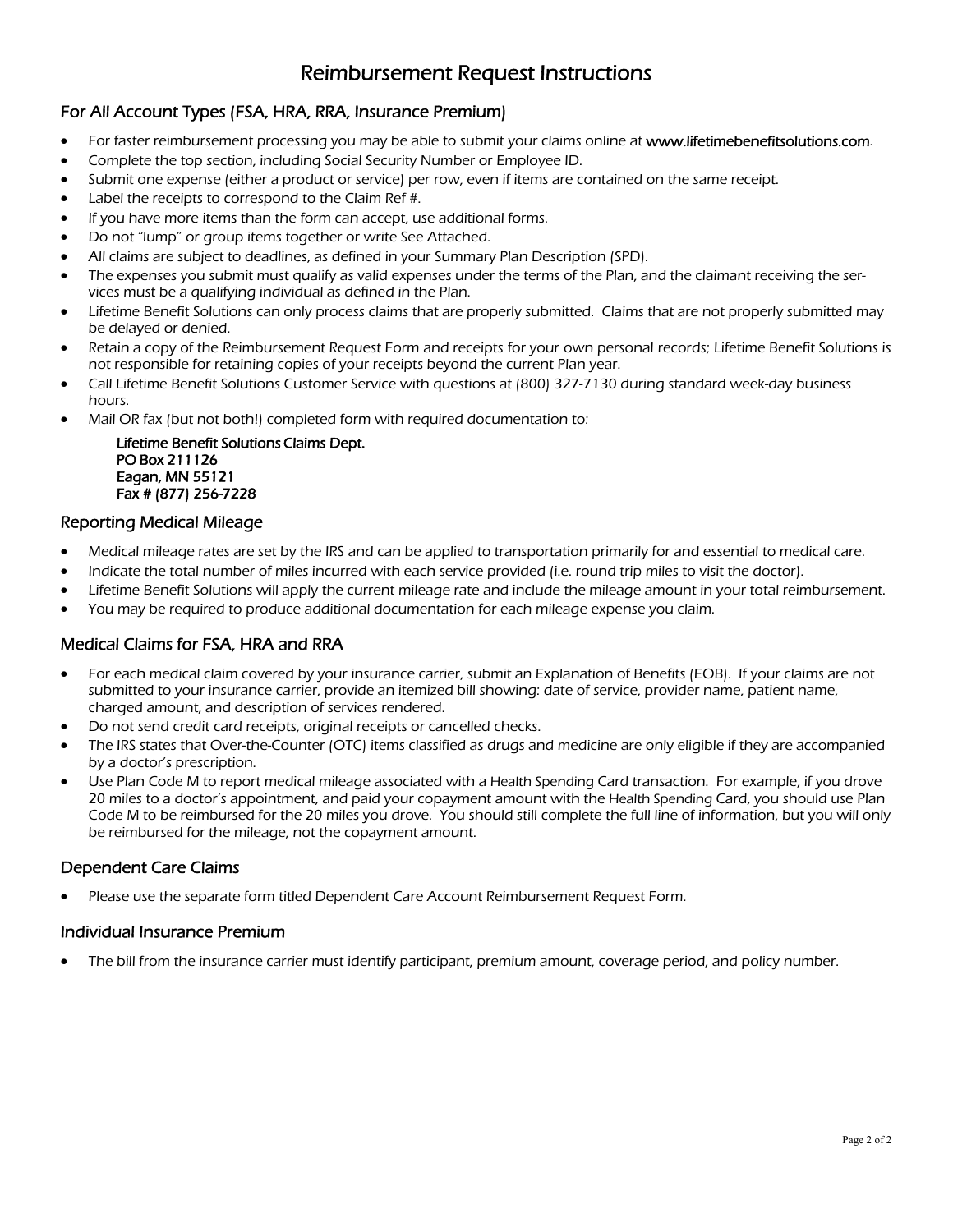# Reimbursement Request Instructions

## For All Account Types (FSA, HRA, RRA, Insurance Premium)

- For faster reimbursement processing you may be able to submit your claims online at **www.lifetimebenefitsolutions.com**.
- Complete the top section, including Social Security Number or Employee ID.
- Submit one expense (either a product or service) per row, even if items are contained on the same receipt.
- Label the receipts to correspond to the Claim Ref #.
- If you have more items than the form can accept, use additional forms.
- Do not "lump" or group items together or write See Attached.
- All claims are subject to deadlines, as defined in your Summary Plan Description (SPD).
- The expenses you submit must qualify as valid expenses under the terms of the Plan, and the claimant receiving the services must be a qualifying individual as defined in the Plan.
- Lifetime Benefit Solutions can only process claims that are properly submitted. Claims that are not properly submitted may be delayed or denied.
- Retain a copy of the Reimbursement Request Form and receipts for your own personal records; Lifetime Benefit Solutions is not responsible for retaining copies of your receipts beyond the current Plan year.
- Call Lifetime Benefit Solutions Customer Service with questions at (800) 327-7130 during standard week-day business hours.
- Mail OR fax (but not both!) completed form with required documentation to:

  **Lifetime Benefit Solutions Claims Dept.**
  **PO Box 211126**
  **Eagan, MN 55121**
  **Fax # (877) 256-7228**

## Reporting Medical Mileage

- Medical mileage rates are set by the IRS and can be applied to transportation primarily for and essential to medical care.
- Indicate the total number of miles incurred with each service provided (i.e. round trip miles to visit the doctor).
- Lifetime Benefit Solutions will apply the current mileage rate and include the mileage amount in your total reimbursement.
- You may be required to produce additional documentation for each mileage expense you claim.

## Medical Claims for FSA, HRA and RRA

- For each medical claim covered by your insurance carrier, submit an Explanation of Benefits (EOB). If your claims are not submitted to your insurance carrier, provide an itemized bill showing: date of service, provider name, patient name, charged amount, and description of services rendered.
- Do not send credit card receipts, original receipts or cancelled checks.
- The IRS states that Over-the-Counter (OTC) items classified as drugs and medicine are only eligible if they are accompanied by a doctor's prescription.
- Use Plan Code M to report medical mileage associated with a Health Spending Card transaction. For example, if you drove 20 miles to a doctor's appointment, and paid your copayment amount with the Health Spending Card, you should use Plan Code M to be reimbursed for the 20 miles you drove. You should still complete the full line of information, but you will only be reimbursed for the mileage, not the copayment amount.

## Dependent Care Claims

- Please use the separate form titled Dependent Care Account Reimbursement Request Form.

## Individual Insurance Premium

- The bill from the insurance carrier must identify participant, premium amount, coverage period, and policy number.